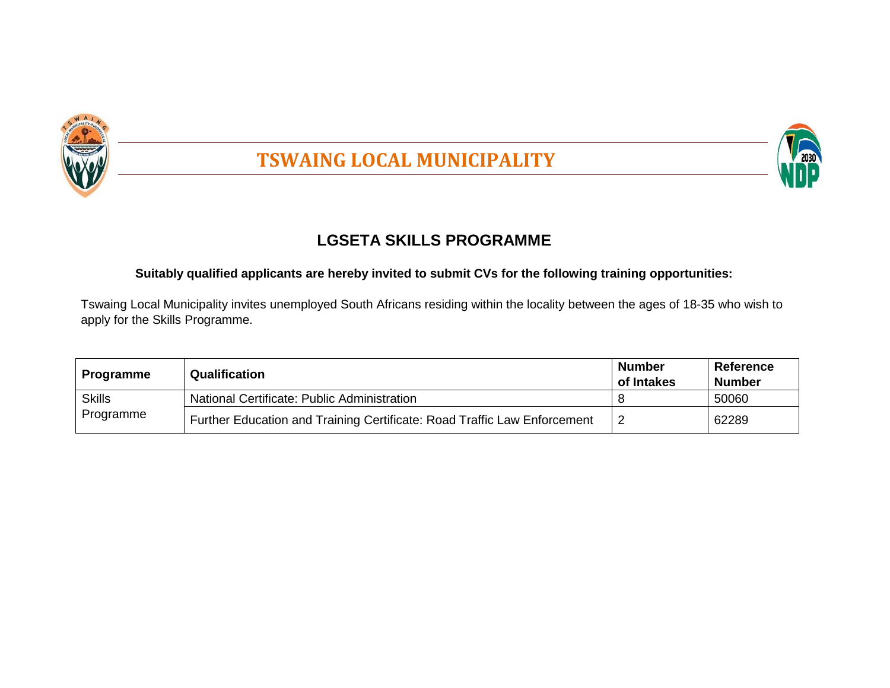# TSWAING LOCAL MUNICIPALITY

## LGSETA SKILLS PROGRAMME

**Suitably qualified applicants are hereby invited to submit CVs for the following training opportunities:**

Tswaing Local Municipality invites unemployed South Africans residing within the locality between the ages of 18-35 who wish to apply for the Skills Programme.

| Programme | Qualification | Number of Intakes | Reference Number |
|---|---|---|---|
| Skills Programme | National Certificate: Public Administration | 8 | 50060 |
| | Further Education and Training Certificate: Road Traffic Law Enforcement | 2 | 62289 |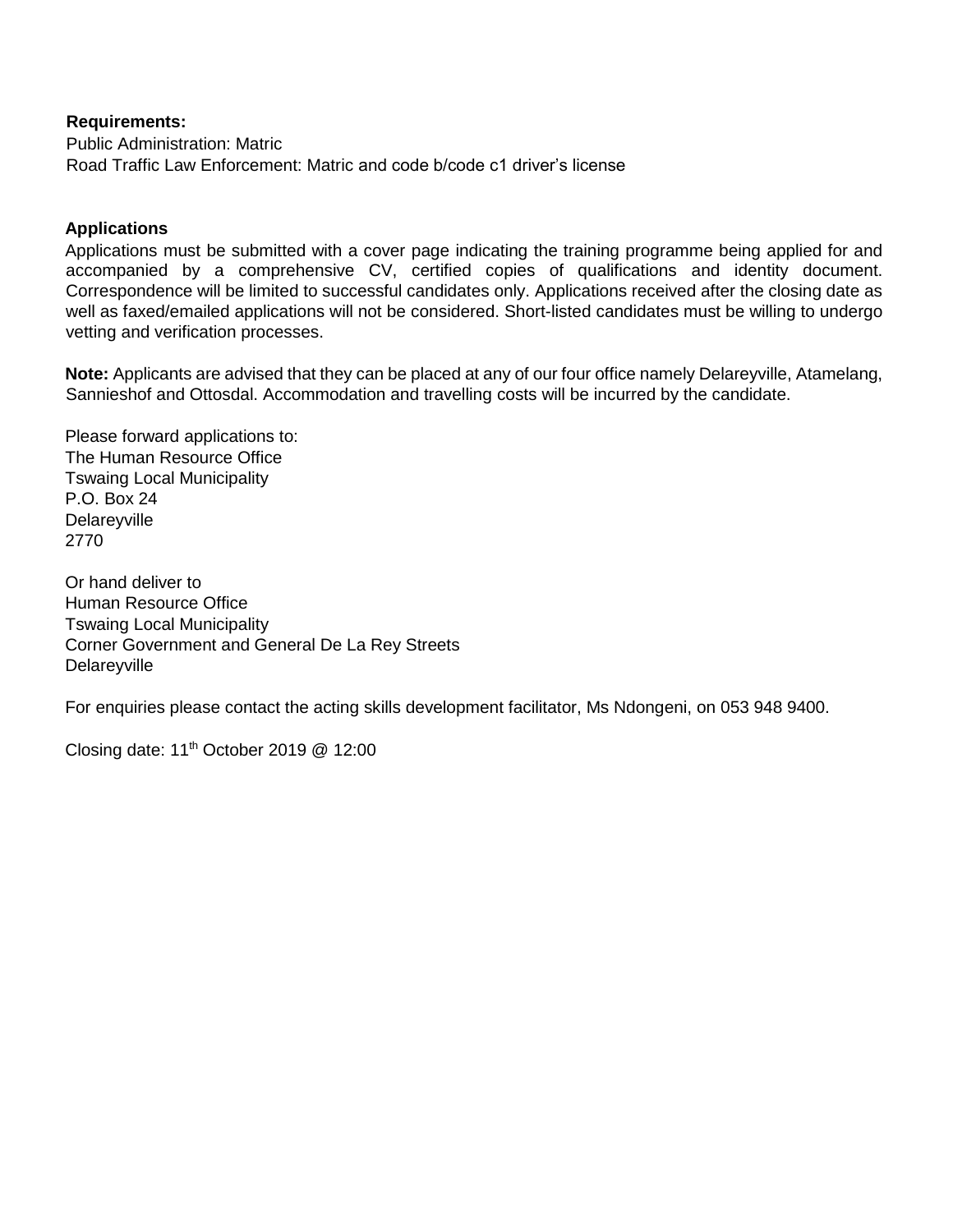**Requirements:**

Public Administration: Matric
Road Traffic Law Enforcement: Matric and code b/code c1 driver's license

**Applications**

Applications must be submitted with a cover page indicating the training programme being applied for and accompanied by a comprehensive CV, certified copies of qualifications and identity document. Correspondence will be limited to successful candidates only. Applications received after the closing date as well as faxed/emailed applications will not be considered. Short-listed candidates must be willing to undergo vetting and verification processes.

**Note:** Applicants are advised that they can be placed at any of our four office namely Delareyville, Atamelang, Sannieshof and Ottosdal. Accommodation and travelling costs will be incurred by the candidate.

Please forward applications to:
The Human Resource Office
Tswaing Local Municipality
P.O. Box 24
Delareyville
2770

Or hand deliver to
Human Resource Office
Tswaing Local Municipality
Corner Government and General De La Rey Streets
Delareyville

For enquiries please contact the acting skills development facilitator, Ms Ndongeni, on 053 948 9400.

Closing date: 11th October 2019 @ 12:00